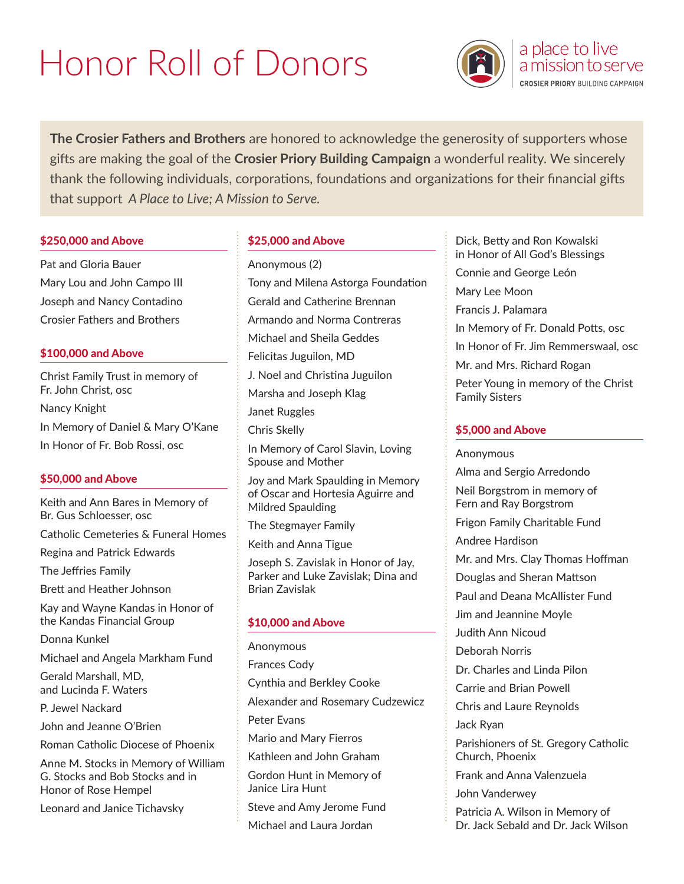# Honor Roll of Donors

a place to live
a mission to serve
CROSIER PRIORY BUILDING CAMPAIGN

**The Crosier Fathers and Brothers** are honored to acknowledge the generosity of supporters whose gifts are making the goal of the **Crosier Priory Building Campaign** a wonderful reality. We sincerely thank the following individuals, corporations, foundations and organizations for their financial gifts that support *A Place to Live; A Mission to Serve.*

### $250,000 and Above

Pat and Gloria Bauer

Mary Lou and John Campo III

Joseph and Nancy Contadino

Crosier Fathers and Brothers

### $100,000 and Above

Christ Family Trust in memory of Fr. John Christ, osc

Nancy Knight

In Memory of Daniel & Mary O'Kane

In Honor of Fr. Bob Rossi, osc

### $50,000 and Above

Keith and Ann Bares in Memory of Br. Gus Schloesser, osc

Catholic Cemeteries & Funeral Homes

Regina and Patrick Edwards

The Jeffries Family

Brett and Heather Johnson

Kay and Wayne Kandas in Honor of the Kandas Financial Group

Donna Kunkel

Michael and Angela Markham Fund

Gerald Marshall, MD, and Lucinda F. Waters

P. Jewel Nackard

John and Jeanne O'Brien

Roman Catholic Diocese of Phoenix

Anne M. Stocks in Memory of William G. Stocks and Bob Stocks and in Honor of Rose Hempel

Leonard and Janice Tichavsky

### $25,000 and Above

Anonymous (2)

Tony and Milena Astorga Foundation

Gerald and Catherine Brennan

Armando and Norma Contreras

Michael and Sheila Geddes

Felicitas Juguilon, MD

J. Noel and Christina Juguilon

Marsha and Joseph Klag

Janet Ruggles

Chris Skelly

In Memory of Carol Slavin, Loving Spouse and Mother

Joy and Mark Spaulding in Memory of Oscar and Hortesia Aguirre and Mildred Spaulding

The Stegmayer Family

Keith and Anna Tigue

Joseph S. Zavislak in Honor of Jay, Parker and Luke Zavislak; Dina and Brian Zavislak

### $10,000 and Above

Anonymous

Frances Cody

Cynthia and Berkley Cooke

Alexander and Rosemary Cudzewicz

Peter Evans

Mario and Mary Fierros

Kathleen and John Graham

Gordon Hunt in Memory of Janice Lira Hunt

Steve and Amy Jerome Fund

Michael and Laura Jordan

Dick, Betty and Ron Kowalski in Honor of All God's Blessings

Connie and George León

Mary Lee Moon

Francis J. Palamara

In Memory of Fr. Donald Potts, osc

In Honor of Fr. Jim Remmerswaal, osc

Mr. and Mrs. Richard Rogan

Peter Young in memory of the Christ Family Sisters

### $5,000 and Above

Anonymous

Alma and Sergio Arredondo

Neil Borgstrom in memory of Fern and Ray Borgstrom

Frigon Family Charitable Fund

Andree Hardison

Mr. and Mrs. Clay Thomas Hoffman

Douglas and Sheran Mattson

Paul and Deana McAllister Fund

Jim and Jeannine Moyle

Judith Ann Nicoud

Deborah Norris

Dr. Charles and Linda Pilon

Carrie and Brian Powell

Chris and Laure Reynolds

Jack Ryan

Parishioners of St. Gregory Catholic Church, Phoenix

Frank and Anna Valenzuela

John Vanderwey

Patricia A. Wilson in Memory of Dr. Jack Sebald and Dr. Jack Wilson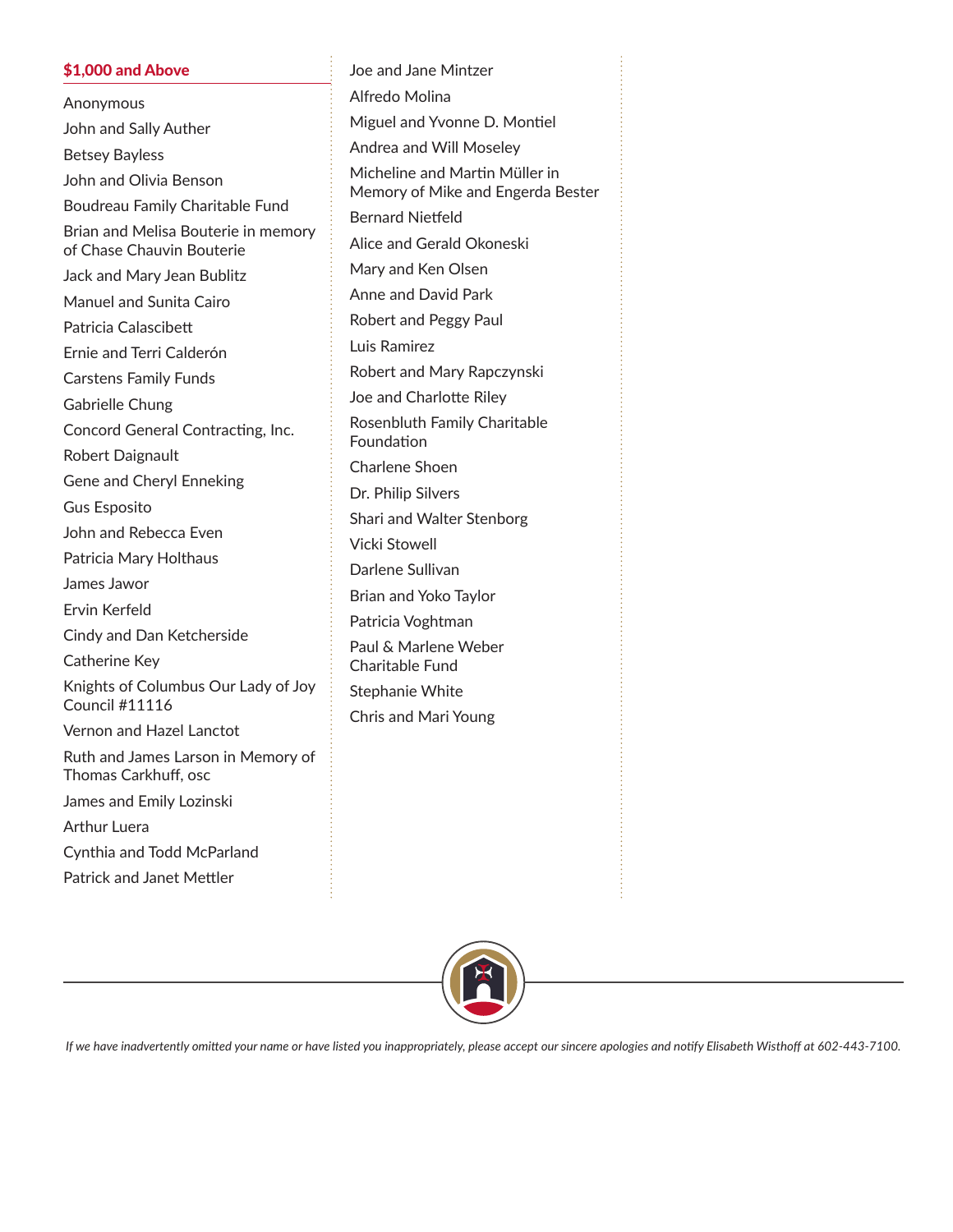## $1,000 and Above

Anonymous

John and Sally Auther

Betsey Bayless

John and Olivia Benson

Boudreau Family Charitable Fund

Brian and Melisa Bouterie in memory of Chase Chauvin Bouterie

Jack and Mary Jean Bublitz

Manuel and Sunita Cairo

Patricia Calascibett

Ernie and Terri Calderón

Carstens Family Funds

Gabrielle Chung

Concord General Contracting, Inc.

Robert Daignault

Gene and Cheryl Enneking

Gus Esposito

John and Rebecca Even

Patricia Mary Holthaus

James Jawor

Ervin Kerfeld

Cindy and Dan Ketcherside

Catherine Key

Knights of Columbus Our Lady of Joy Council #11116

Vernon and Hazel Lanctot

Ruth and James Larson in Memory of Thomas Carkhuff, osc

James and Emily Lozinski

Arthur Luera

Cynthia and Todd McParland

Patrick and Janet Mettler

Joe and Jane Mintzer

Alfredo Molina

Miguel and Yvonne D. Montiel

Andrea and Will Moseley

Micheline and Martin Müller in Memory of Mike and Engerda Bester

Bernard Nietfeld

Alice and Gerald Okoneski

Mary and Ken Olsen

Anne and David Park

Robert and Peggy Paul

Luis Ramirez

Robert and Mary Rapczynski

Joe and Charlotte Riley

Rosenbluth Family Charitable Foundation

Charlene Shoen

Dr. Philip Silvers

Shari and Walter Stenborg

Vicki Stowell

Darlene Sullivan

Brian and Yoko Taylor

Patricia Voghtman

Paul & Marlene Weber Charitable Fund

Stephanie White

Chris and Mari Young

*If we have inadvertently omitted your name or have listed you inappropriately, please accept our sincere apologies and notify Elisabeth Wisthoff at 602-443-7100.*